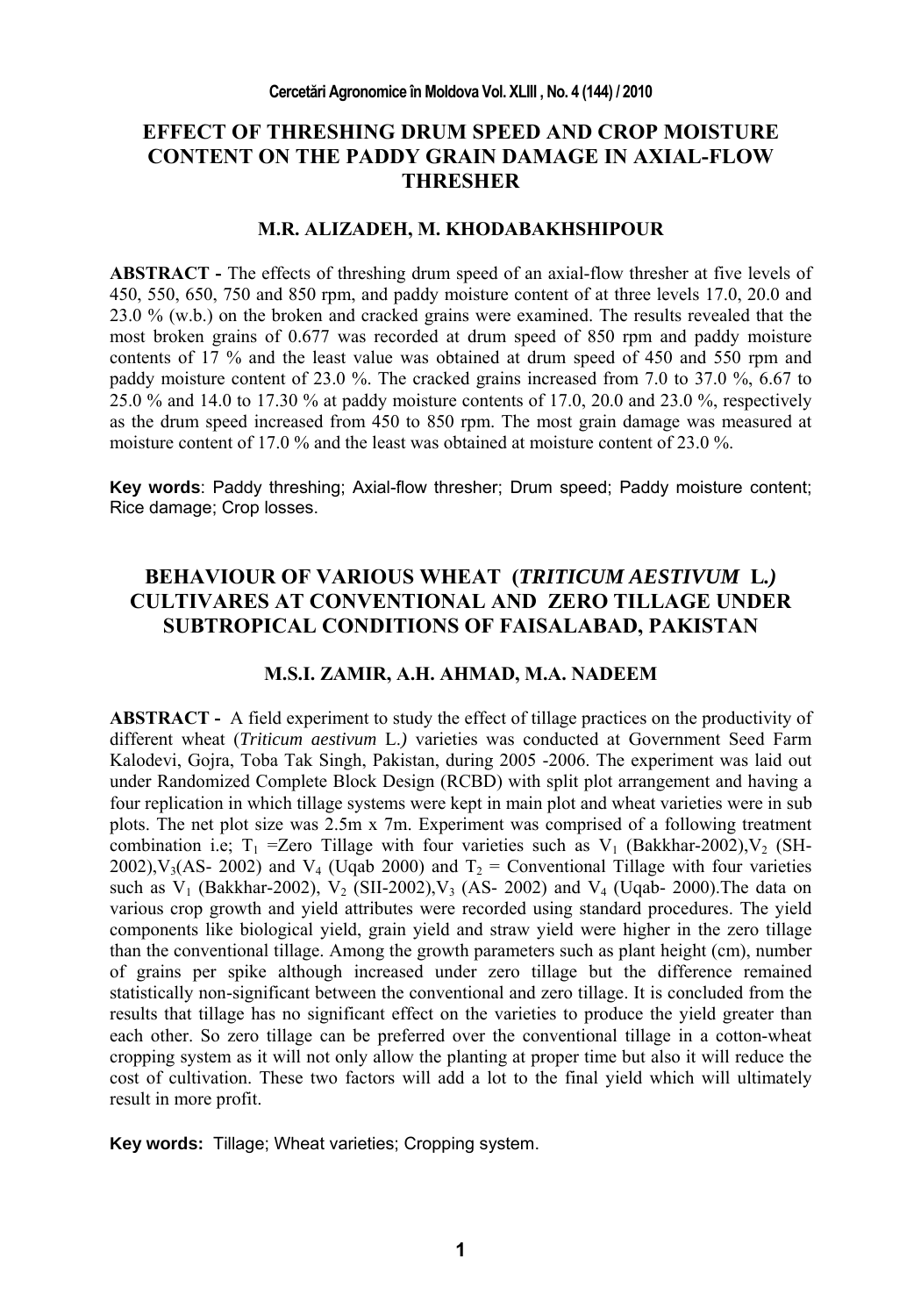## EFFECT OF THRESHING DRUM SPEED AND CROP MOISTURE CONTENT ON THE PADDY GRAIN DAMAGE IN AXIAL-FLOW THRESHER

**M.R. ALIZADEH, M. KHODABAKHSHIPOUR**

**ABSTRACT -** The effects of threshing drum speed of an axial-flow thresher at five levels of 450, 550, 650, 750 and 850 rpm, and paddy moisture content of at three levels 17.0, 20.0 and 23.0 % (w.b.) on the broken and cracked grains were examined. The results revealed that the most broken grains of 0.677 was recorded at drum speed of 850 rpm and paddy moisture contents of 17 % and the least value was obtained at drum speed of 450 and 550 rpm and paddy moisture content of 23.0 %. The cracked grains increased from 7.0 to 37.0 %, 6.67 to 25.0 % and 14.0 to 17.30 % at paddy moisture contents of 17.0, 20.0 and 23.0 %, respectively as the drum speed increased from 450 to 850 rpm. The most grain damage was measured at moisture content of 17.0 % and the least was obtained at moisture content of 23.0 %.

**Key words**: Paddy threshing; Axial-flow thresher; Drum speed; Paddy moisture content; Rice damage; Crop losses.

## BEHAVIOUR OF VARIOUS WHEAT (*TRITICUM AESTIVUM* L.) CULTIVARES AT CONVENTIONAL AND ZERO TILLAGE UNDER SUBTROPICAL CONDITIONS OF FAISALABAD, PAKISTAN

**M.S.I. ZAMIR, A.H. AHMAD, M.A. NADEEM**

**ABSTRACT -** A field experiment to study the effect of tillage practices on the productivity of different wheat (*Triticum aestivum* L.) varieties was conducted at Government Seed Farm Kalodevi, Gojra, Toba Tak Singh, Pakistan, during 2005 -2006. The experiment was laid out under Randomized Complete Block Design (RCBD) with split plot arrangement and having a four replication in which tillage systems were kept in main plot and wheat varieties were in sub plots. The net plot size was 2.5m x 7m. Experiment was comprised of a following treatment combination i.e; $T_1$ =Zero Tillage with four varieties such as $V_1$ (Bakkhar-2002),$V_2$ (SH-2002),$V_3$(AS- 2002) and $V_4$ (Uqab 2000) and $T_2$ = Conventional Tillage with four varieties such as $V_1$ (Bakkhar-2002), $V_2$ (SII-2002),$V_3$ (AS- 2002) and $V_4$ (Uqab- 2000).The data on various crop growth and yield attributes were recorded using standard procedures. The yield components like biological yield, grain yield and straw yield were higher in the zero tillage than the conventional tillage. Among the growth parameters such as plant height (cm), number of grains per spike although increased under zero tillage but the difference remained statistically non-significant between the conventional and zero tillage. It is concluded from the results that tillage has no significant effect on the varieties to produce the yield greater than each other. So zero tillage can be preferred over the conventional tillage in a cotton-wheat cropping system as it will not only allow the planting at proper time but also it will reduce the cost of cultivation. These two factors will add a lot to the final yield which will ultimately result in more profit.

**Key words:** Tillage; Wheat varieties; Cropping system.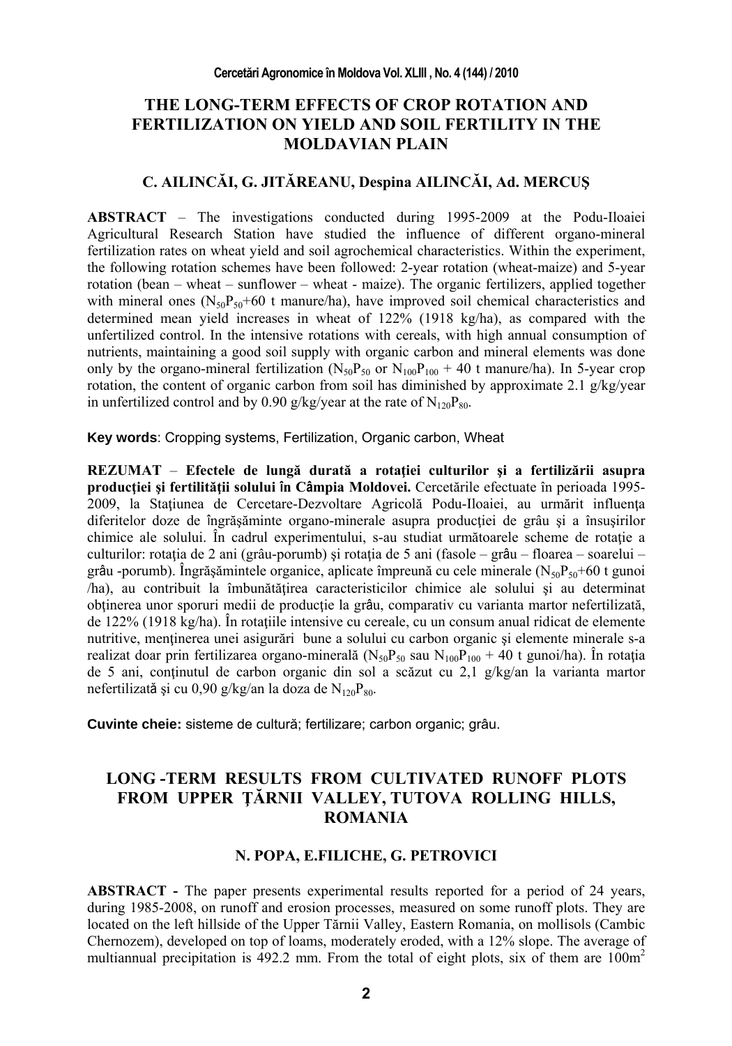# THE LONG-TERM EFFECTS OF CROP ROTATION AND FERTILIZATION ON YIELD AND SOIL FERTILITY IN THE MOLDAVIAN PLAIN

### C. AILINCĂI, G. JITĂREANU, Despina AILINCĂI, Ad. MERCUŞ

**ABSTRACT** – The investigations conducted during 1995-2009 at the Podu-Iloaiei Agricultural Research Station have studied the influence of different organo-mineral fertilization rates on wheat yield and soil agrochemical characteristics. Within the experiment, the following rotation schemes have been followed: 2-year rotation (wheat-maize) and 5-year rotation (bean – wheat – sunflower – wheat - maize). The organic fertilizers, applied together with mineral ones ($N_{50}P_{50}$+60 t manure/ha), have improved soil chemical characteristics and determined mean yield increases in wheat of 122% (1918 kg/ha), as compared with the unfertilized control. In the intensive rotations with cereals, with high annual consumption of nutrients, maintaining a good soil supply with organic carbon and mineral elements was done only by the organo-mineral fertilization ($N_{50}P_{50}$ or $N_{100}P_{100}$ + 40 t manure/ha). In 5-year crop rotation, the content of organic carbon from soil has diminished by approximate 2.1 g/kg/year in unfertilized control and by 0.90 g/kg/year at the rate of $N_{120}P_{80}$.

**Key words**: Cropping systems, Fertilization, Organic carbon, Wheat

**REZUMAT** – **Efectele de lungă durată a rotaţiei culturilor şi a fertilizării asupra producţiei şi fertilităţii solului în Câmpia Moldovei.** Cercetările efectuate în perioada 1995-2009, la Staţiunea de Cercetare-Dezvoltare Agricolă Podu-Iloaiei, au urmărit influenţa diferitelor doze de îngrăşăminte organo-minerale asupra producţiei de grâu şi a însuşirilor chimice ale solului. În cadrul experimentului, s-au studiat următoarele scheme de rotaţie a culturilor: rotaţia de 2 ani (grâu-porumb) şi rotaţia de 5 ani (fasole – grâu – floarea – soarelui – grâu -porumb). Îngrăşămintele organice, aplicate împreună cu cele minerale ($N_{50}P_{50}$+60 t gunoi /ha), au contribuit la îmbunătăţirea caracteristicilor chimice ale solului şi au determinat obţinerea unor sporuri medii de producţie la grâu, comparativ cu varianta martor nefertilizată, de 122% (1918 kg/ha). În rotaţiile intensive cu cereale, cu un consum anual ridicat de elemente nutritive, menţinerea unei asigurări bune a solului cu carbon organic şi elemente minerale s-a realizat doar prin fertilizarea organo-minerală ($N_{50}P_{50}$ sau $N_{100}P_{100}$ + 40 t gunoi/ha). În rotaţia de 5 ani, conţinutul de carbon organic din sol a scăzut cu 2,1 g/kg/an la varianta martor nefertilizată şi cu 0,90 g/kg/an la doza de $N_{120}P_{80}$.

**Cuvinte cheie:** sisteme de cultură; fertilizare; carbon organic; grâu.

# LONG -TERM RESULTS FROM CULTIVATED RUNOFF PLOTS FROM UPPER ŢĂRNII VALLEY, TUTOVA ROLLING HILLS, ROMANIA

### N. POPA, E.FILICHE, G. PETROVICI

**ABSTRACT -** The paper presents experimental results reported for a period of 24 years, during 1985-2008, on runoff and erosion processes, measured on some runoff plots. They are located on the left hillside of the Upper Tărnii Valley, Eastern Romania, on mollisols (Cambic Chernozem), developed on top of loams, moderately eroded, with a 12% slope. The average of multiannual precipitation is 492.2 mm. From the total of eight plots, six of them are 100m$^2$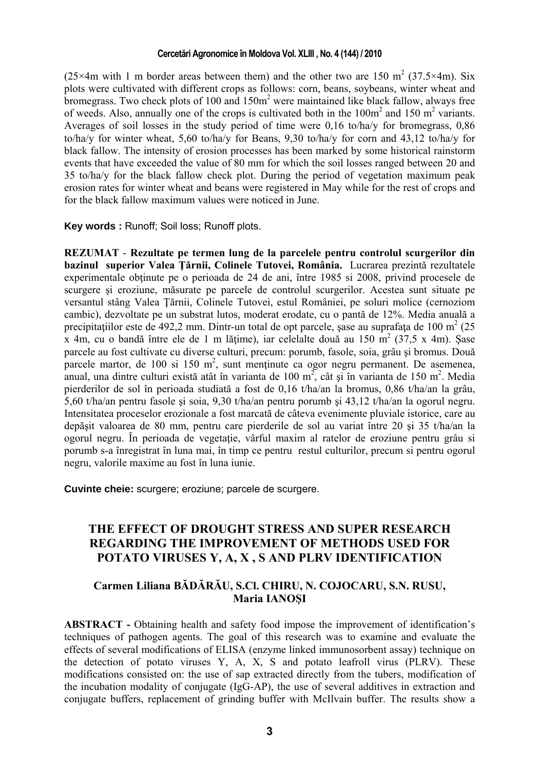(25×4m with 1 m border areas between them) and the other two are 150 m$^2$ (37.5×4m). Six plots were cultivated with different crops as follows: corn, beans, soybeans, winter wheat and bromegrass. Two check plots of 100 and 150m$^2$ were maintained like black fallow, always free of weeds. Also, annually one of the crops is cultivated both in the 100m$^2$ and 150 m$^2$ variants. Averages of soil losses in the study period of time were 0,16 to/ha/y for bromegrass, 0,86 to/ha/y for winter wheat, 5,60 to/ha/y for Beans, 9,30 to/ha/y for corn and 43,12 to/ha/y for black fallow. The intensity of erosion processes has been marked by some historical rainstorm events that have exceeded the value of 80 mm for which the soil losses ranged between 20 and 35 to/ha/y for the black fallow check plot. During the period of vegetation maximum peak erosion rates for winter wheat and beans were registered in May while for the rest of crops and for the black fallow maximum values were noticed in June.

**Key words :** Runoff; Soil loss; Runoff plots.

**REZUMAT** - **Rezultate pe termen lung de la parcelele pentru controlul scurgerilor din bazinul superior Valea Ţărnii, Colinele Tutovei, România.** Lucrarea prezintă rezultatele experimentale obţinute pe o perioada de 24 de ani, între 1985 si 2008, privind procesele de scurgere şi eroziune, măsurate pe parcele de controlul scurgerilor. Acestea sunt situate pe versantul stâng Valea Ţărnii, Colinele Tutovei, estul României, pe soluri molice (cernoziom cambic), dezvoltate pe un substrat lutos, moderat erodate, cu o pantă de 12%. Media anuală a precipitaţiilor este de 492,2 mm. Dintr-un total de opt parcele, şase au suprafaţa de 100 m$^2$ (25 x 4m, cu o bandă între ele de 1 m lăţime), iar celelalte două au 150 m$^2$ (37,5 x 4m). Şase parcele au fost cultivate cu diverse culturi, precum: porumb, fasole, soia, grâu şi bromus. Două parcele martor, de 100 si 150 m$^2$, sunt menţinute ca ogor negru permanent. De asemenea, anual, una dintre culturi există atât în varianta de 100 m$^2$, cât şi în varianta de 150 m$^2$. Media pierderilor de sol în perioada studiată a fost de 0,16 t/ha/an la bromus, 0,86 t/ha/an la grâu, 5,60 t/ha/an pentru fasole şi soia, 9,30 t/ha/an pentru porumb şi 43,12 t/ha/an la ogorul negru. Intensitatea proceselor erozionale a fost marcată de câteva evenimente pluviale istorice, care au depăşit valoarea de 80 mm, pentru care pierderile de sol au variat între 20 şi 35 t/ha/an la ogorul negru. În perioada de vegetaţie, vârful maxim al ratelor de eroziune pentru grâu si porumb s-a înregistrat în luna mai, în timp ce pentru restul culturilor, precum si pentru ogorul negru, valorile maxime au fost în luna iunie.

**Cuvinte cheie:** scurgere; eroziune; parcele de scurgere.

## THE EFFECT OF DROUGHT STRESS AND SUPER RESEARCH REGARDING THE IMPROVEMENT OF METHODS USED FOR POTATO VIRUSES Y, A, X , S AND PLRV IDENTIFICATION

**Carmen Liliana BĂDĂRĂU, S.Cl. CHIRU, N. COJOCARU, S.N. RUSU, Maria IANOŞI**

**ABSTRACT -** Obtaining health and safety food impose the improvement of identification's techniques of pathogen agents. The goal of this research was to examine and evaluate the effects of several modifications of ELISA (enzyme linked immunosorbent assay) technique on the detection of potato viruses Y, A, X, S and potato leafroll virus (PLRV). These modifications consisted on: the use of sap extracted directly from the tubers, modification of the incubation modality of conjugate (IgG-AP), the use of several additives in extraction and conjugate buffers, replacement of grinding buffer with McIlvain buffer. The results show a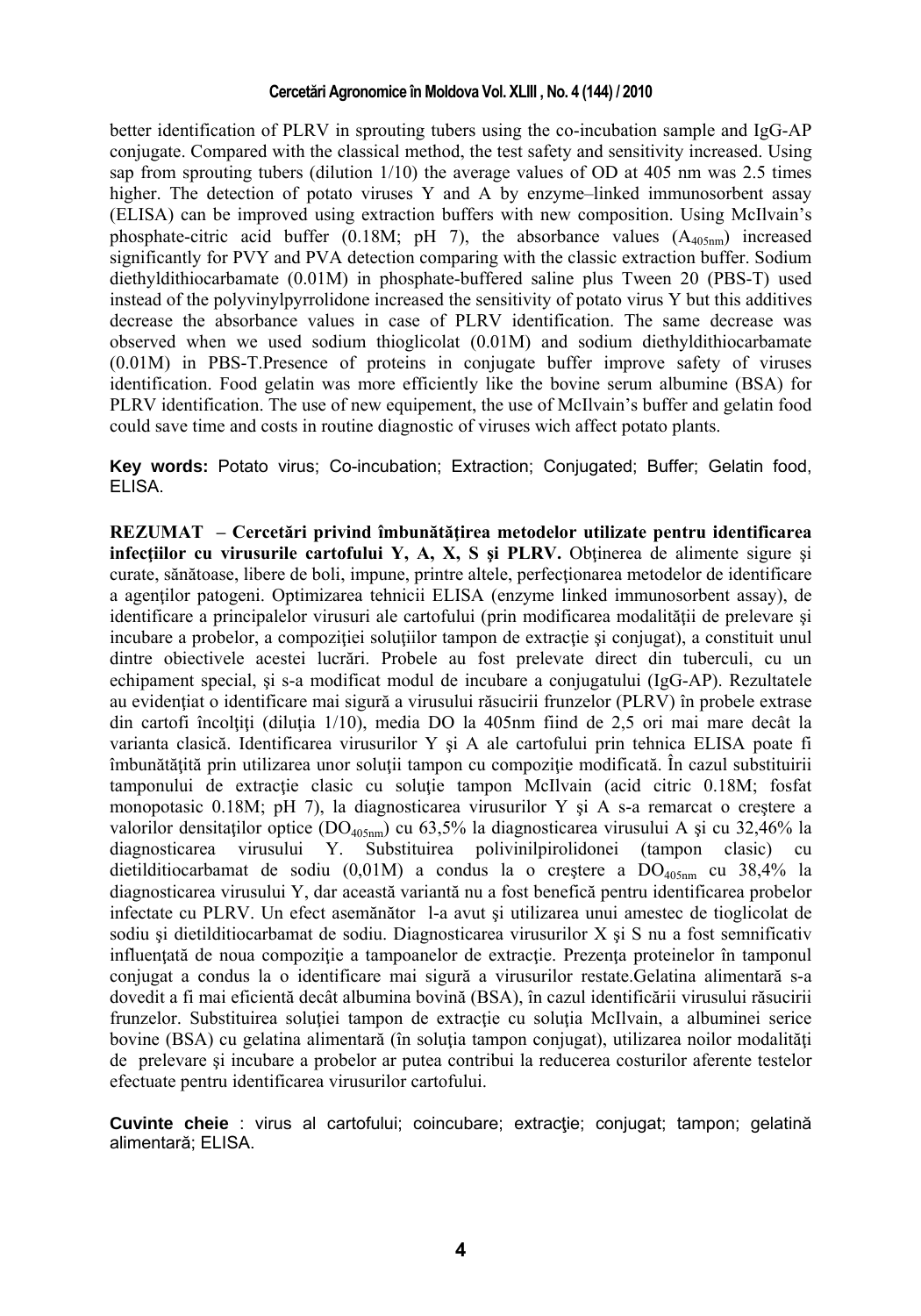better identification of PLRV in sprouting tubers using the co-incubation sample and IgG-AP conjugate. Compared with the classical method, the test safety and sensitivity increased. Using sap from sprouting tubers (dilution 1/10) the average values of OD at 405 nm was 2.5 times higher. The detection of potato viruses Y and A by enzyme–linked immunosorbent assay (ELISA) can be improved using extraction buffers with new composition. Using McIlvain's phosphate-citric acid buffer (0.18M; pH 7), the absorbance values ($A_{405nm}$) increased significantly for PVY and PVA detection comparing with the classic extraction buffer. Sodium diethyldithiocarbamate (0.01M) in phosphate-buffered saline plus Tween 20 (PBS-T) used instead of the polyvinylpyrrolidone increased the sensitivity of potato virus Y but this additives decrease the absorbance values in case of PLRV identification. The same decrease was observed when we used sodium thioglicolat (0.01M) and sodium diethyldithiocarbamate (0.01M) in PBS-T.Presence of proteins in conjugate buffer improve safety of viruses identification. Food gelatin was more efficiently like the bovine serum albumine (BSA) for PLRV identification. The use of new equipement, the use of McIlvain's buffer and gelatin food could save time and costs in routine diagnostic of viruses wich affect potato plants.

**Key words:** Potato virus; Co-incubation; Extraction; Conjugated; Buffer; Gelatin food, ELISA.

**REZUMAT – Cercetări privind îmbunătăţirea metodelor utilizate pentru identificarea infecţiilor cu virusurile cartofului Y, A, X, S şi PLRV.** Obţinerea de alimente sigure şi curate, sănătoase, libere de boli, impune, printre altele, perfecţionarea metodelor de identificare a agenţilor patogeni. Optimizarea tehnicii ELISA (enzyme linked immunosorbent assay), de identificare a principalelor virusuri ale cartofului (prin modificarea modalităţii de prelevare şi incubare a probelor, a compoziţiei soluţiilor tampon de extracţie şi conjugat), a constituit unul dintre obiectivele acestei lucrări. Probele au fost prelevate direct din tuberculi, cu un echipament special, şi s-a modificat modul de incubare a conjugatului (IgG-AP). Rezultatele au evidenţiat o identificare mai sigură a virusului răsucirii frunzelor (PLRV) în probele extrase din cartofi încolţiţi (diluţia 1/10), media DO la 405nm fiind de 2,5 ori mai mare decât la varianta clasică. Identificarea virusurilor Y şi A ale cartofului prin tehnica ELISA poate fi îmbunătăţită prin utilizarea unor soluţii tampon cu compoziţie modificată. În cazul substituirii tamponului de extracţie clasic cu soluţie tampon McIlvain (acid citric 0.18M; fosfat monopotasic 0.18M; pH 7), la diagnosticarea virusurilor Y şi A s-a remarcat o creştere a valorilor densitaţilor optice ($DO_{405nm}$) cu 63,5% la diagnosticarea virusului A şi cu 32,46% la diagnosticarea virusului Y. Substituirea polivinilpirolidonei (tampon clasic) cu dietilditiocarbamat de sodiu (0,01M) a condus la o creştere a $DO_{405nm}$ cu 38,4% la diagnosticarea virusului Y, dar această variantă nu a fost benefică pentru identificarea probelor infectate cu PLRV. Un efect asemănător l-a avut şi utilizarea unui amestec de tioglicolat de sodiu şi dietilditiocarbamat de sodiu. Diagnosticarea virusurilor X şi S nu a fost semnificativ influenţată de noua compoziţie a tampoanelor de extracţie. Prezenţa proteinelor în tamponul conjugat a condus la o identificare mai sigură a virusurilor restate.Gelatina alimentară s-a dovedit a fi mai eficientă decât albumina bovină (BSA), în cazul identificării virusului răsucirii frunzelor. Substituirea soluţiei tampon de extracţie cu soluţia McIlvain, a albuminei serice bovine (BSA) cu gelatina alimentară (în soluţia tampon conjugat), utilizarea noilor modalităţi de prelevare şi incubare a probelor ar putea contribui la reducerea costurilor aferente testelor efectuate pentru identificarea virusurilor cartofului.

**Cuvinte cheie** : virus al cartofului; coincubare; extracţie; conjugat; tampon; gelatină alimentară; ELISA.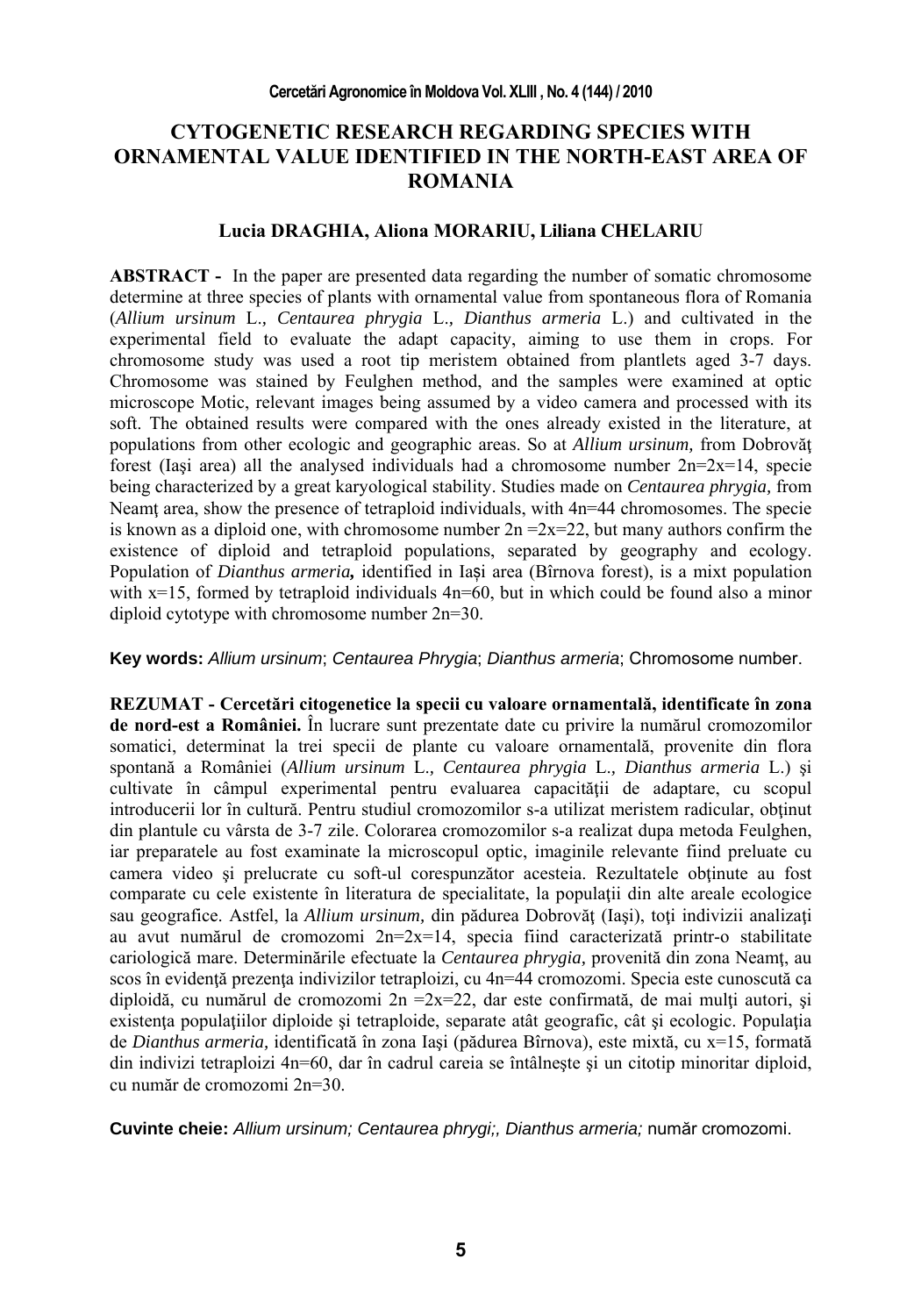# CYTOGENETIC RESEARCH REGARDING SPECIES WITH ORNAMENTAL VALUE IDENTIFIED IN THE NORTH-EAST AREA OF ROMANIA

**Lucia DRAGHIA, Aliona MORARIU, Liliana CHELARIU**

**ABSTRACT -** In the paper are presented data regarding the number of somatic chromosome determine at three species of plants with ornamental value from spontaneous flora of Romania (*Allium ursinum* L.*, Centaurea phrygia* L.*, Dianthus armeria* L.) and cultivated in the experimental field to evaluate the adapt capacity, aiming to use them in crops. For chromosome study was used a root tip meristem obtained from plantlets aged 3-7 days. Chromosome was stained by Feulghen method, and the samples were examined at optic microscope Motic, relevant images being assumed by a video camera and processed with its soft. The obtained results were compared with the ones already existed in the literature, at populations from other ecologic and geographic areas. So at *Allium ursinum,* from Dobrovăţ forest (Iaşi area) all the analysed individuals had a chromosome number 2n=2x=14, specie being characterized by a great karyological stability. Studies made on *Centaurea phrygia,* from Neamţ area, show the presence of tetraploid individuals, with 4n=44 chromosomes. The specie is known as a diploid one, with chromosome number 2n =2x=22, but many authors confirm the existence of diploid and tetraploid populations, separated by geography and ecology. Population of *Dianthus armeria***,** identified in Iași area (Bîrnova forest), is a mixt population with x=15, formed by tetraploid individuals 4n=60, but in which could be found also a minor diploid cytotype with chromosome number 2n=30.

**Key words:** *Allium ursinum*; *Centaurea Phrygia*; *Dianthus armeria*; Chromosome number.

**REZUMAT - Cercetări citogenetice la specii cu valoare ornamentală, identificate în zona de nord-est a României.** În lucrare sunt prezentate date cu privire la numărul cromozomilor somatici, determinat la trei specii de plante cu valoare ornamentală, provenite din flora spontană a României (*Allium ursinum* L.*, Centaurea phrygia* L.*, Dianthus armeria* L.) şi cultivate în câmpul experimental pentru evaluarea capacităţii de adaptare, cu scopul introducerii lor în cultură. Pentru studiul cromozomilor s-a utilizat meristem radicular, obţinut din plantulele cu vârsta de 3-7 zile. Colorarea cromozomilor s-a realizat dupa metoda Feulghen, iar preparatele au fost examinate la microscopul optic, imaginile relevante fiind preluate cu camera video şi prelucrate cu soft-ul corespunzător acesteia. Rezultatele obţinute au fost comparate cu cele existente în literatura de specialitate, la populaţii din alte areale ecologice sau geografice. Astfel, la *Allium ursinum,* din pădurea Dobrovăţ (Iaşi), toţi indivizii analizaţi au avut numărul de cromozomi 2n=2x=14, specia fiind caracterizată printr-o stabilitate cariologică mare. Determinările efectuate la *Centaurea phrygia,* provenită din zona Neamţ, au scos în evidenţă prezenţa indivizilor tetraploizi, cu 4n=44 cromozomi. Specia este cunoscută ca diploidă, cu numărul de cromozomi 2n =2x=22, dar este confirmată, de mai mulţi autori, şi existenţa populaţiilor diploide şi tetraploide, separate atât geografic, cât şi ecologic. Populaţia de *Dianthus armeria,* identificată în zona Iaşi (pădurea Bîrnova), este mixtă, cu x=15, formată din indivizi tetraploizi 4n=60, dar în cadrul careia se întâlneşte şi un citotip minoritar diploid, cu număr de cromozomi 2n=30.

**Cuvinte cheie:** *Allium ursinum; Centaurea phrygi;, Dianthus armeria;* număr cromozomi.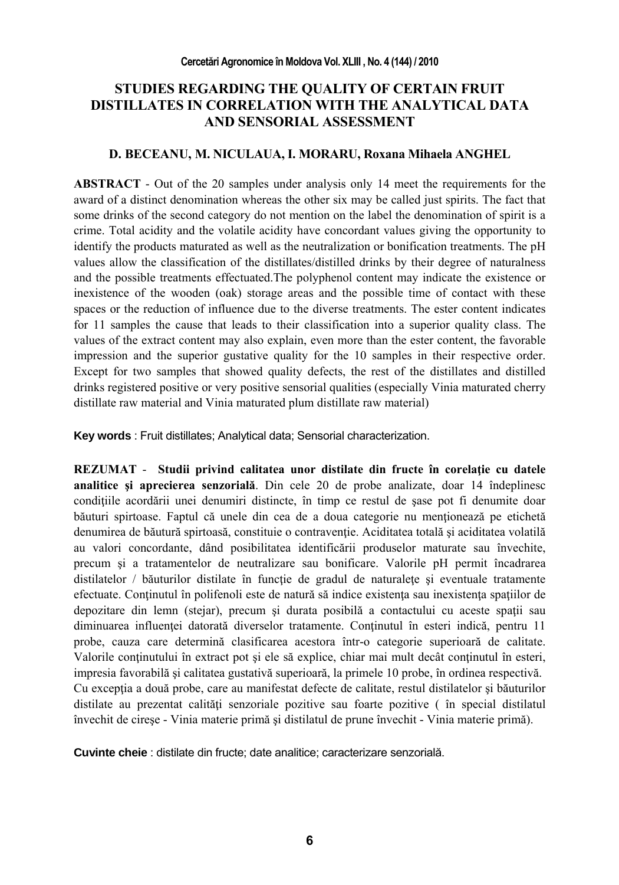# STUDIES REGARDING THE QUALITY OF CERTAIN FRUIT DISTILLATES IN CORRELATION WITH THE ANALYTICAL DATA AND SENSORIAL ASSESSMENT

**D. BECEANU, M. NICULAUA, I. MORARU, Roxana Mihaela ANGHEL**

**ABSTRACT** - Out of the 20 samples under analysis only 14 meet the requirements for the award of a distinct denomination whereas the other six may be called just spirits. The fact that some drinks of the second category do not mention on the label the denomination of spirit is a crime. Total acidity and the volatile acidity have concordant values giving the opportunity to identify the products matured as well as the neutralization or bonification treatments. The pH values allow the classification of the distillates/distilled drinks by their degree of naturalness and the possible treatments effectuated.The polyphenol content may indicate the existence or inexistence of the wooden (oak) storage areas and the possible time of contact with these spaces or the reduction of influence due to the diverse treatments. The ester content indicates for 11 samples the cause that leads to their classification into a superior quality class. The values of the extract content may also explain, even more than the ester content, the favorable impression and the superior gustative quality for the 10 samples in their respective order. Except for two samples that showed quality defects, the rest of the distillates and distilled drinks registered positive or very positive sensorial qualities (especially Vinia maturated cherry distillate raw material and Vinia maturated plum distillate raw material)

**Key words** : Fruit distillates; Analytical data; Sensorial characterization.

**REZUMAT** - **Studii privind calitatea unor distilate din fructe în corelaţie cu datele analitice şi aprecierea senzorială**. Din cele 20 de probe analizate, doar 14 îndeplinesc condiţiile acordării unei denumiri distincte, în timp ce restul de şase pot fi denumite doar băuturi spirtoase. Faptul că unele din cea de a doua categorie nu menţionează pe etichetă denumirea de băutură spirtoasă, constituie o contravenţie. Aciditatea totală şi aciditatea volatilă au valori concordante, dând posibilitatea identificării produselor maturate sau învechite, precum şi a tratamentelor de neutralizare sau bonificare. Valorile pH permit încadrarea distilatelor / băuturilor distilate în funcţie de gradul de naturaleţe şi eventuale tratamente efectuate. Conţinutul în polifenoli este de natură să indice existenţa sau inexistenţa spaţiilor de depozitare din lemn (stejar), precum şi durata posibilă a contactului cu aceste spaţii sau diminuarea influenţei datorată diverselor tratamente. Conţinutul în esteri indică, pentru 11 probe, cauza care determină clasificarea acestora într-o categorie superioară de calitate. Valorile conţinutului în extract pot şi ele să explice, chiar mai mult decât conţinutul în esteri, impresia favorabilă şi calitatea gustativă superioară, la primele 10 probe, în ordinea respectivă. Cu excepţia a două probe, care au manifestat defecte de calitate, restul distilatelor şi băuturilor distilate au prezentat calităţi senzoriale pozitive sau foarte pozitive ( în special distilatul învechit de cireşe - Vinia materie primă şi distilatul de prune învechit - Vinia materie primă).

**Cuvinte cheie** : distilate din fructe; date analitice; caracterizare senzorială.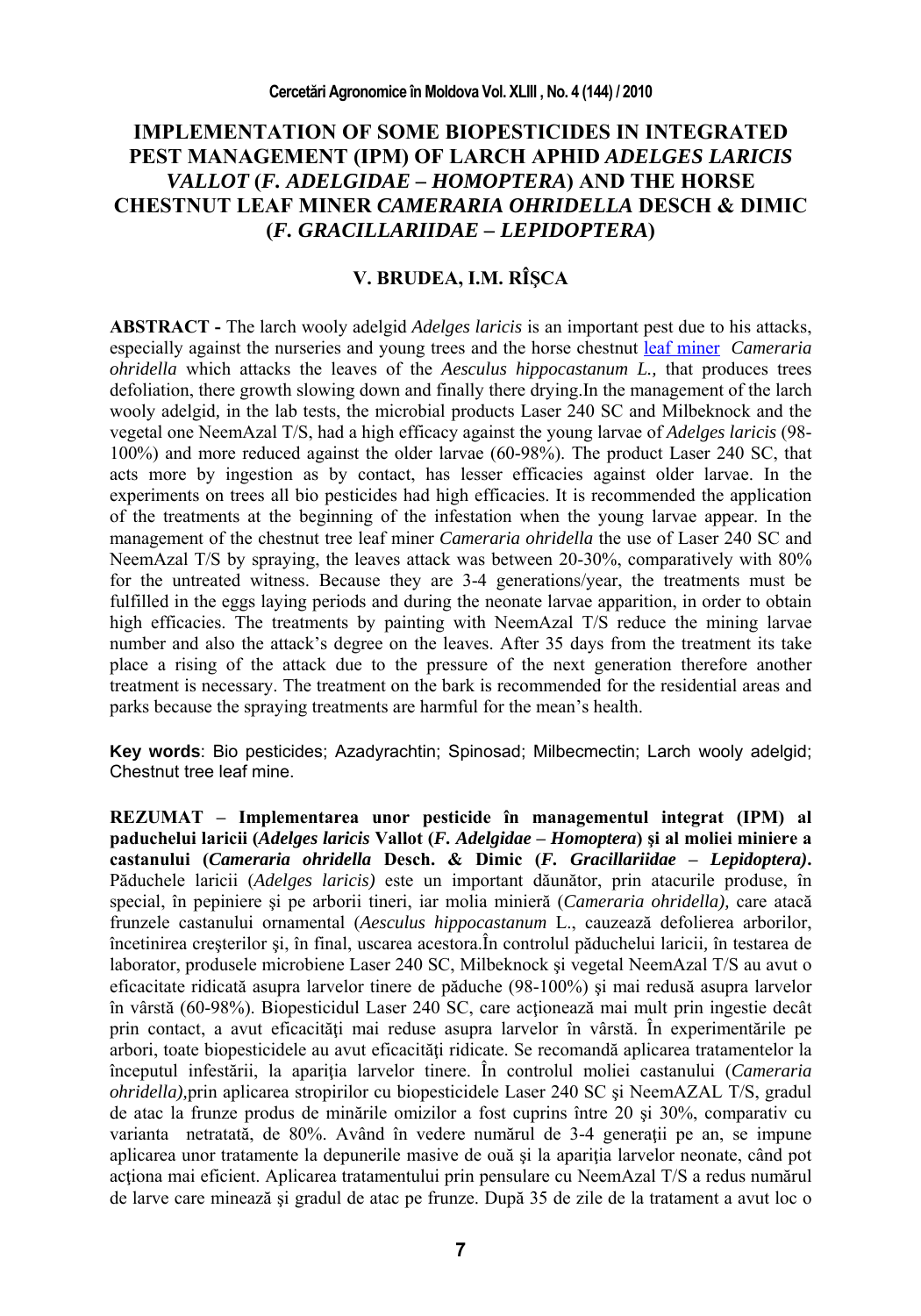# IMPLEMENTATION OF SOME BIOPESTICIDES IN INTEGRATED PEST MANAGEMENT (IPM) OF LARCH APHID *ADELGES LARICIS VALLOT* (*F. ADELGIDAE – HOMOPTERA*) AND THE HORSE CHESTNUT LEAF MINER *CAMERARIA OHRIDELLA* DESCH & DIMIC (*F. GRACILLARIIDAE – LEPIDOPTERA*)

**V. BRUDEA, I.M. RÎŞCA**

**ABSTRACT -** The larch wooly adelgid *Adelges laricis* is an important pest due to his attacks, especially against the nurseries and young trees and the horse chestnut leaf miner *Cameraria ohridella* which attacks the leaves of the *Aesculus hippocastanum L.,* that produces trees defoliation, there growth slowing down and finally there drying.In the management of the larch wooly adelgid*,* in the lab tests, the microbial products Laser 240 SC and Milbeknock and the vegetal one NeemAzal T/S, had a high efficacy against the young larvae of *Adelges laricis* (98-100%) and more reduced against the older larvae (60-98%). The product Laser 240 SC, that acts more by ingestion as by contact, has lesser efficacies against older larvae. In the experiments on trees all bio pesticides had high efficacies. It is recommended the application of the treatments at the beginning of the infestation when the young larvae appear. In the management of the chestnut tree leaf miner *Cameraria ohridella* the use of Laser 240 SC and NeemAzal T/S by spraying, the leaves attack was between 20-30%, comparatively with 80% for the untreated witness. Because they are 3-4 generations/year, the treatments must be fulfilled in the eggs laying periods and during the neonate larvae apparition, in order to obtain high efficacies. The treatments by painting with NeemAzal T/S reduce the mining larvae number and also the attack's degree on the leaves. After 35 days from the treatment its take place a rising of the attack due to the pressure of the next generation therefore another treatment is necessary. The treatment on the bark is recommended for the residential areas and parks because the spraying treatments are harmful for the mean's health.

**Key words**: Bio pesticides; Azadyrachtin; Spinosad; Milbecmectin; Larch wooly adelgid; Chestnut tree leaf mine.

**REZUMAT – Implementarea unor pesticide în managementul integrat (IPM) al paduchelui laricii (*Adelges laricis* Vallot (*F. Adelgidae – Homoptera*) şi al moliei miniere a castanului (*Cameraria ohridella* Desch. & Dimic (*F. Gracillariidae – Lepidoptera*).** Păduchele laricii (*Adelges laricis)* este un important dăunător, prin atacurile produse, în special, în pepiniere şi pe arborii tineri, iar molia minieră (*Cameraria ohridella),* care atacă frunzele castanului ornamental (*Aesculus hippocastanum* L., cauzează defolierea arborilor, încetinirea creşterilor şi, în final, uscarea acestora.În controlul păduchelui laricii*,* în testarea de laborator, produsele microbiene Laser 240 SC, Milbeknock şi vegetal NeemAzal T/S au avut o eficacitate ridicată asupra larvelor tinere de păduche (98-100%) şi mai redusă asupra larvelor în vârstă (60-98%). Biopesticidul Laser 240 SC, care acţionează mai mult prin ingestie decât prin contact, a avut eficacităţi mai reduse asupra larvelor în vârstă. În experimentările pe arbori, toate biopesticidele au avut eficacităţi ridicate. Se recomandă aplicarea tratamentelor la începutul infestării, la apariţia larvelor tinere. În controlul moliei castanului (*Cameraria ohridella),*prin aplicarea stropirilor cu biopesticidele Laser 240 SC şi NeemAZAL T/S, gradul de atac la frunze produs de minările omizilor a fost cuprins între 20 şi 30%, comparativ cu varianta netratată, de 80%. Având în vedere numărul de 3-4 generaţii pe an, se impune aplicarea unor tratamente la depunerile masive de ouă şi la apariţia larvelor neonate, când pot acţiona mai eficient. Aplicarea tratamentului prin pensulare cu NeemAzal T/S a redus numărul de larve care minează şi gradul de atac pe frunze. După 35 de zile de la tratament a avut loc o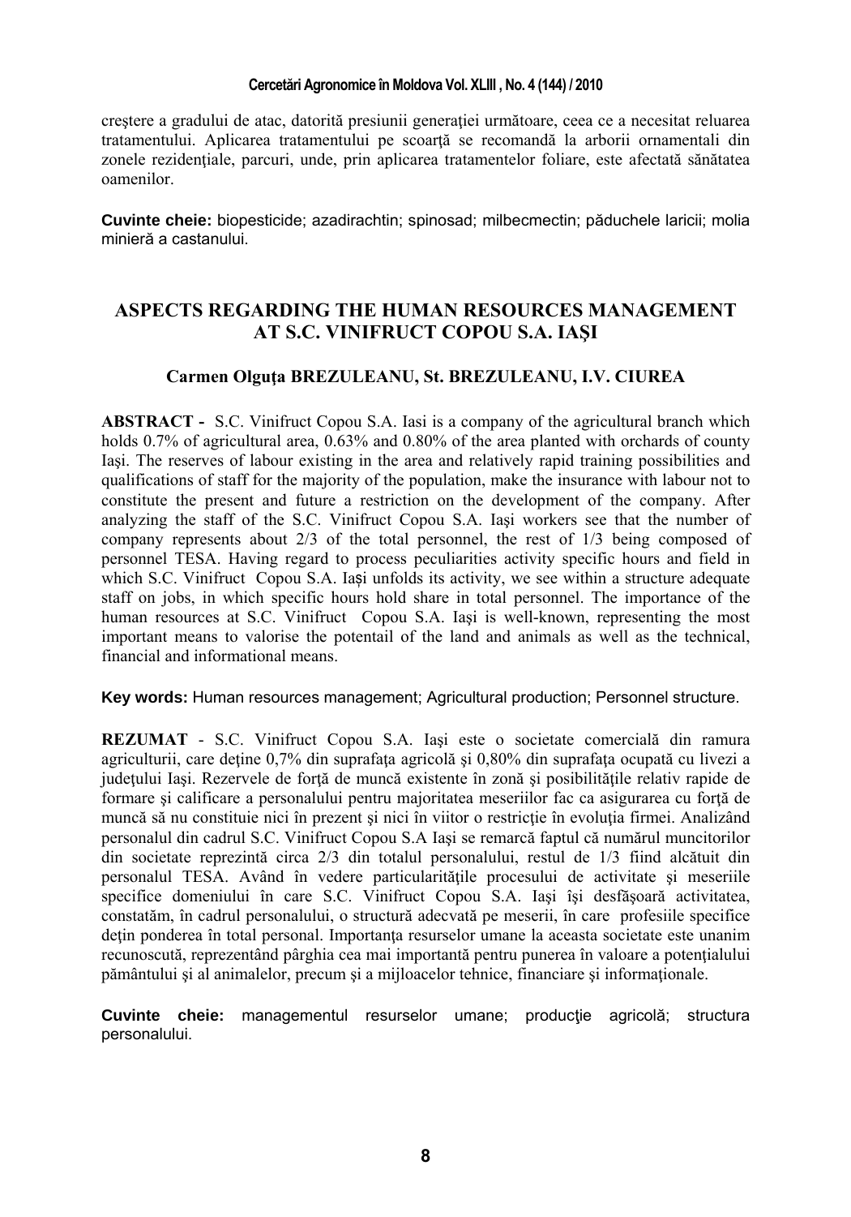creştere a gradului de atac, datorită presiunii generaţiei următoare, ceea ce a necesitat reluarea tratamentului. Aplicarea tratamentului pe scoarţă se recomandă la arborii ornamentali din zonele rezidenţiale, parcuri, unde, prin aplicarea tratamentelor foliare, este afectată sănătatea oamenilor.

**Cuvinte cheie:** biopesticide; azadirachtin; spinosad; milbecmectin; păduchele laricii; molia minieră a castanului.

## ASPECTS REGARDING THE HUMAN RESOURCES MANAGEMENT AT S.C. VINIFRUCT COPOU S.A. IAŞI

**Carmen Olguţa BREZULEANU, St. BREZULEANU, I.V. CIUREA**

**ABSTRACT -** S.C. Vinifruct Copou S.A. Iasi is a company of the agricultural branch which holds 0.7% of agricultural area, 0.63% and 0.80% of the area planted with orchards of county Iaşi. The reserves of labour existing in the area and relatively rapid training possibilities and qualifications of staff for the majority of the population, make the insurance with labour not to constitute the present and future a restriction on the development of the company. After analyzing the staff of the S.C. Vinifruct Copou S.A. Iaşi workers see that the number of company represents about 2/3 of the total personnel, the rest of 1/3 being composed of personnel TESA. Having regard to process peculiarities activity specific hours and field in which S.C. Vinifruct Copou S.A. Iași unfolds its activity, we see within a structure adequate staff on jobs, in which specific hours hold share in total personnel. The importance of the human resources at S.C. Vinifruct Copou S.A. Iaşi is well-known, representing the most important means to valorise the potentail of the land and animals as well as the technical, financial and informational means.

**Key words:** Human resources management; Agricultural production; Personnel structure.

**REZUMAT** - S.C. Vinifruct Copou S.A. Iaşi este o societate comercială din ramura agriculturii, care deţine 0,7% din suprafaţa agricolă şi 0,80% din suprafaţa ocupată cu livezi a judeţului Iaşi. Rezervele de forţă de muncă existente în zonă şi posibilităţile relativ rapide de formare şi calificare a personalului pentru majoritatea meseriilor fac ca asigurarea cu forţă de muncă să nu constituie nici în prezent şi nici în viitor o restricţie în evoluţia firmei. Analizând personalul din cadrul S.C. Vinifruct Copou S.A Iaşi se remarcă faptul că numărul muncitorilor din societate reprezintă circa 2/3 din totalul personalului, restul de 1/3 fiind alcătuit din personalul TESA. Având în vedere particularităţile procesului de activitate şi meseriile specifice domeniului în care S.C. Vinifruct Copou S.A. Iaşi îşi desfăşoară activitatea, constatăm, în cadrul personalului, o structură adecvată pe meserii, în care profesiile specifice deţin ponderea în total personal. Importanţa resurselor umane la aceasta societate este unanim recunoscută, reprezentând pârghia cea mai importantă pentru punerea în valoare a potenţialului pământului şi al animalelor, precum şi a mijloacelor tehnice, financiare şi informaţionale.

**Cuvinte cheie:** managementul resurselor umane; producţie agricolă; structura personalului.